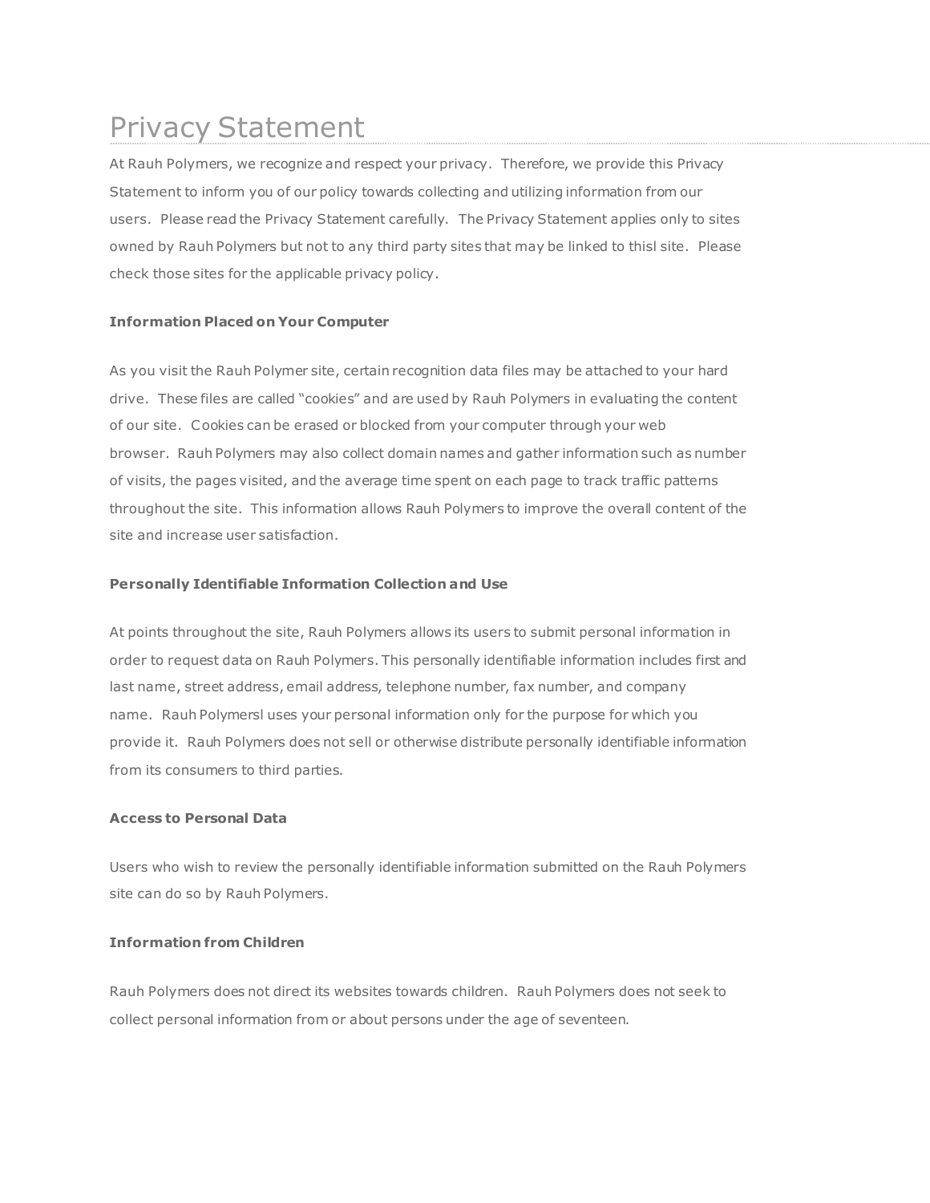# Privacy Statement

At Rauh Polymers, we recognize and respect your privacy. Therefore, we provide this Privacy Statement to inform you of our policy towards collecting and utilizing information from our users. Please read the Privacy Statement carefully. The Privacy Statement applies only to sites owned by Rauh Polymers but not to any third party sites that may be linked to thisl site. Please check those sites for the applicable privacy policy.

**Information Placed on Your Computer**

As you visit the Rauh Polymer site, certain recognition data files may be attached to your hard drive. These files are called "cookies" and are used by Rauh Polymers in evaluating the content of our site. Cookies can be erased or blocked from your computer through your web browser. Rauh Polymers may also collect domain names and gather information such as number of visits, the pages visited, and the average time spent on each page to track traffic patterns throughout the site. This information allows Rauh Polymers to improve the overall content of the site and increase user satisfaction.

**Personally Identifiable Information Collection and Use**

At points throughout the site, Rauh Polymers allows its users to submit personal information in order to request data on Rauh Polymers. This personally identifiable information includes first and last name, street address, email address, telephone number, fax number, and company name. Rauh Polymersl uses your personal information only for the purpose for which you provide it. Rauh Polymers does not sell or otherwise distribute personally identifiable information from its consumers to third parties.

**Access to Personal Data**

Users who wish to review the personally identifiable information submitted on the Rauh Polymers site can do so by Rauh Polymers.

**Information from Children**

Rauh Polymers does not direct its websites towards children. Rauh Polymers does not seek to collect personal information from or about persons under the age of seventeen.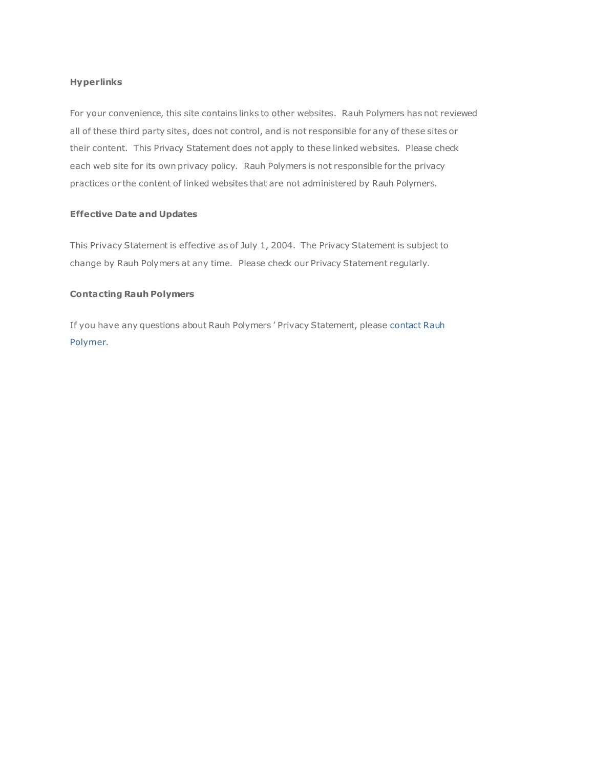**Hyperlinks**

For your convenience, this site contains links to other websites. Rauh Polymers has not reviewed all of these third party sites, does not control, and is not responsible for any of these sites or their content. This Privacy Statement does not apply to these linked websites. Please check each web site for its own privacy policy. Rauh Polymers is not responsible for the privacy practices or the content of linked websites that are not administered by Rauh Polymers.

**Effective Date and Updates**

This Privacy Statement is effective as of July 1, 2004. The Privacy Statement is subject to change by Rauh Polymers at any time. Please check our Privacy Statement regularly.

**Contacting Rauh Polymers**

If you have any questions about Rauh Polymers ' Privacy Statement, please contact Rauh Polymer.